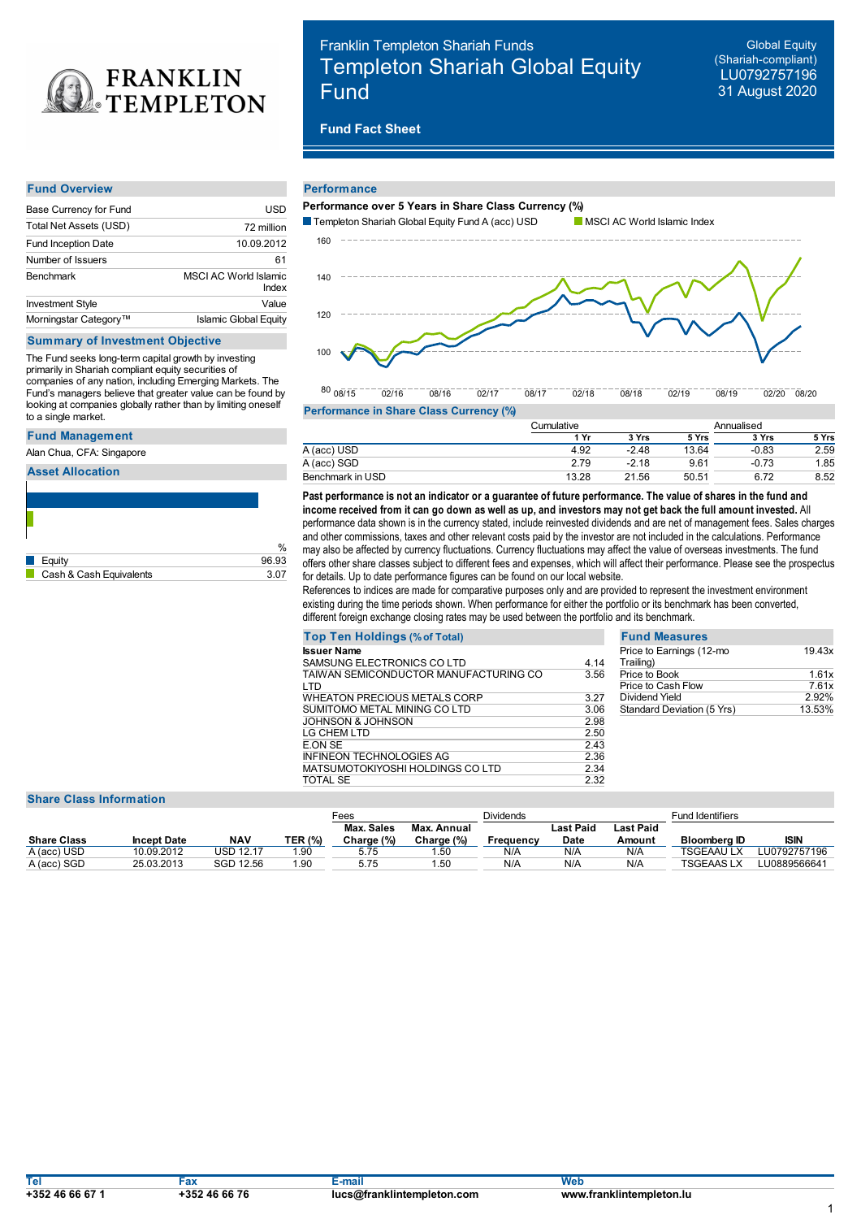FRANKLIN TEMPLETON

Franklin Templeton Shariah Funds

# Templeton Shariah Global Equity Fund

Global Equity (Shariah-compliant)
LU0792757196
31 August 2020

**Fund Fact Sheet**

## Fund Overview

| | |
|---|---|
| Base Currency for Fund | USD |
| Total Net Assets (USD) | 72 million |
| Fund Inception Date | 10.09.2012 |
| Number of Issuers | 61 |
| Benchmark | MSCI AC World Islamic Index |
| Investment Style | Value |
| Morningstar Category™ | Islamic Global Equity |

## Summary of Investment Objective

The Fund seeks long-term capital growth by investing primarily in Shariah compliant equity securities of companies of any nation, including Emerging Markets. The Fund's managers believe that greater value can be found by looking at companies globally rather than by limiting oneself to a single market.

## Fund Management

Alan Chua, CFA: Singapore

## Asset Allocation

| | % |
|---|---|
| Equity | 96.93 |
| Cash & Cash Equivalents | 3.07 |

## Performance

**Performance over 5 Years in Share Class Currency (%)**

Templeton Shariah Global Equity Fund A (acc) USD — MSCI AC World Islamic Index

**Performance in Share Class Currency (%)**

| | Cumulative | | | Annualised | |
|---|---|---|---|---|---|
| | 1 Yr | 3 Yrs | 5 Yrs | 3 Yrs | 5 Yrs |
| A (acc) USD | 4.92 | -2.48 | 13.64 | -0.83 | 2.59 |
| A (acc) SGD | 2.79 | -2.18 | 9.61 | -0.73 | 1.85 |
| Benchmark in USD | 13.28 | 21.56 | 50.51 | 6.72 | 8.52 |

**Past performance is not an indicator or a guarantee of future performance. The value of shares in the fund and income received from it can go down as well as up, and investors may not get back the full amount invested.** All performance data shown is in the currency stated, include reinvested dividends and are net of management fees. Sales charges and other commissions, taxes and other relevant costs paid by the investor are not included in the calculations. Performance may also be affected by currency fluctuations. Currency fluctuations may affect the value of overseas investments. The fund offers other share classes subject to different fees and expenses, which will affect their performance. Please see the prospectus for details. Up to date performance figures can be found on our local website.

References to indices are made for comparative purposes only and are provided to represent the investment environment existing during the time periods shown. When performance for either the portfolio or its benchmark has been converted, different foreign exchange closing rates may be used between the portfolio and its benchmark.

## Top Ten Holdings (% of Total)

| Issuer Name | |
|---|---|
| SAMSUNG ELECTRONICS CO LTD | 4.14 |
| TAIWAN SEMICONDUCTOR MANUFACTURING CO LTD | 3.56 |
| WHEATON PRECIOUS METALS CORP | 3.27 |
| SUMITOMO METAL MINING CO LTD | 3.06 |
| JOHNSON & JOHNSON | 2.98 |
| LG CHEM LTD | 2.50 |
| E.ON SE | 2.43 |
| INFINEON TECHNOLOGIES AG | 2.36 |
| MATSUMOTOKIYOSHI HOLDINGS CO LTD | 2.34 |
| TOTAL SE | 2.32 |

## Fund Measures

| | |
|---|---|
| Price to Earnings (12-mo Trailing) | 19.43x |
| Price to Book | 1.61x |
| Price to Cash Flow | 7.61x |
| Dividend Yield | 2.92% |
| Standard Deviation (5 Yrs) | 13.53% |

## Share Class Information

| | | | | Fees | | Dividends | | | Fund Identifiers | |
|---|---|---|---|---|---|---|---|---|---|---|
| Share Class | Incept Date | NAV | TER (%) | Max. Sales Charge (%) | Max. Annual Charge (%) | Frequency | Last Paid Date | Last Paid Amount | Bloomberg ID | ISIN |
| A (acc) USD | 10.09.2012 | USD 12.17 | 1.90 | 5.75 | 1.50 | N/A | N/A | N/A | TSGEAAU LX | LU0792757196 |
| A (acc) SGD | 25.03.2013 | SGD 12.56 | 1.90 | 5.75 | 1.50 | N/A | N/A | N/A | TSGEAAS LX | LU0889566641 |

| Tel | Fax | E-mail | Web |
|---|---|---|---|
| +352 46 66 67 1 | +352 46 66 76 | lucs@franklintempleton.com | www.franklintempleton.lu |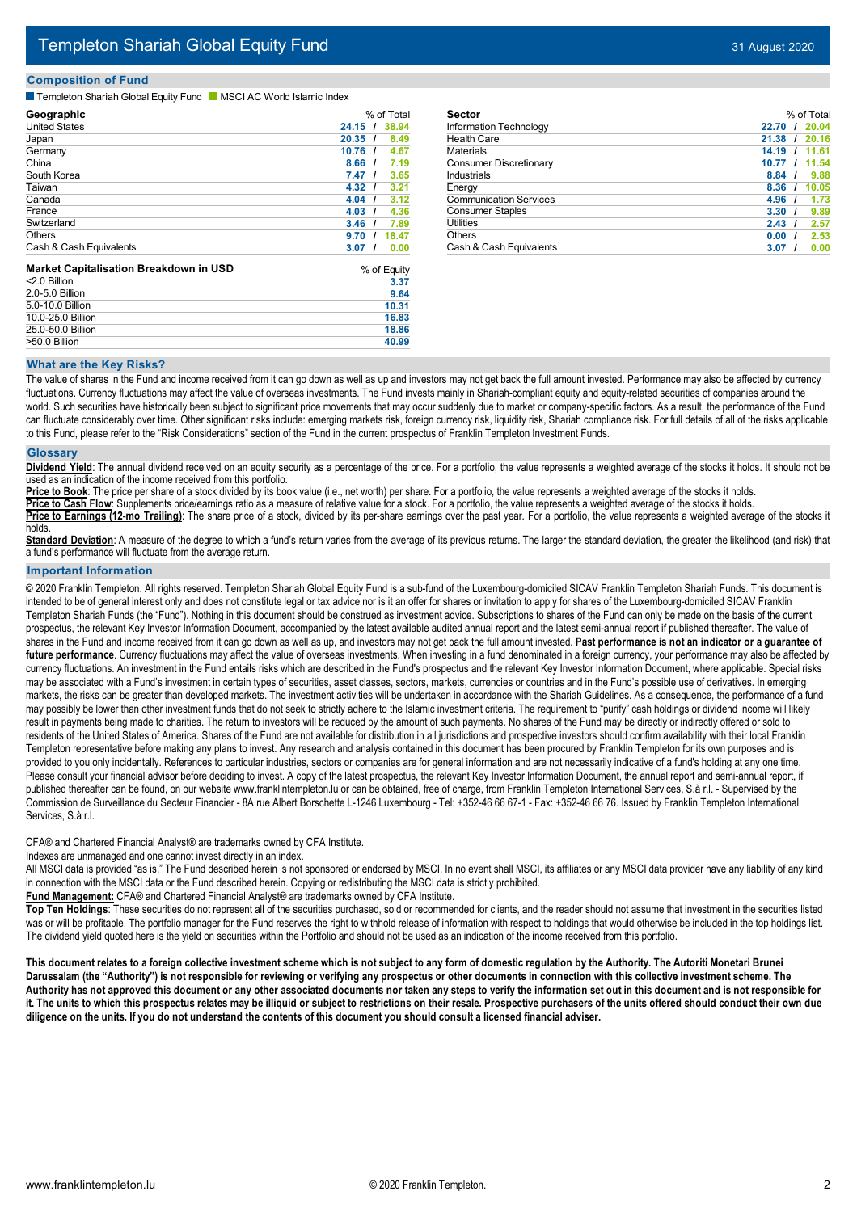# Templeton Shariah Global Equity Fund

31 August 2020

## Composition of Fund

Templeton Shariah Global Equity Fund / MSCI AC World Islamic Index

| Geographic | % of Total |
|---|---|
| United States | 24.15 / 38.94 |
| Japan | 20.35 / 8.49 |
| Germany | 10.76 / 4.67 |
| China | 8.66 / 7.19 |
| South Korea | 7.47 / 3.65 |
| Taiwan | 4.32 / 3.21 |
| Canada | 4.04 / 3.12 |
| France | 4.03 / 4.36 |
| Switzerland | 3.46 / 7.89 |
| Others | 9.70 / 18.47 |
| Cash & Cash Equivalents | 3.07 / 0.00 |

| Sector | % of Total |
|---|---|
| Information Technology | 22.70 / 20.04 |
| Health Care | 21.38 / 20.16 |
| Materials | 14.19 / 11.61 |
| Consumer Discretionary | 10.77 / 11.54 |
| Industrials | 8.84 / 9.88 |
| Energy | 8.36 / 10.05 |
| Communication Services | 4.96 / 1.73 |
| Consumer Staples | 3.30 / 9.89 |
| Utilities | 2.43 / 2.57 |
| Others | 0.00 / 2.53 |
| Cash & Cash Equivalents | 3.07 / 0.00 |

| Market Capitalisation Breakdown in USD | % of Equity |
|---|---|
| <2.0 Billion | 3.37 |
| 2.0-5.0 Billion | 9.64 |
| 5.0-10.0 Billion | 10.31 |
| 10.0-25.0 Billion | 16.83 |
| 25.0-50.0 Billion | 18.86 |
| >50.0 Billion | 40.99 |

## What are the Key Risks?

The value of shares in the Fund and income received from it can go down as well as up and investors may not get back the full amount invested. Performance may also be affected by currency fluctuations. Currency fluctuations may affect the value of overseas investments. The Fund invests mainly in Shariah-compliant equity and equity-related securities of companies around the world. Such securities have historically been subject to significant price movements that may occur suddenly due to market or company-specific factors. As a result, the performance of the Fund can fluctuate considerably over time. Other significant risks include: emerging markets risk, foreign currency risk, liquidity risk, Shariah compliance risk. For full details of all of the risks applicable to this Fund, please refer to the "Risk Considerations" section of the Fund in the current prospectus of Franklin Templeton Investment Funds.

## Glossary

**Dividend Yield**: The annual dividend received on an equity security as a percentage of the price. For a portfolio, the value represents a weighted average of the stocks it holds. It should not be used as an indication of the income received from this portfolio.

**Price to Book**: The price per share of a stock divided by its book value (i.e., net worth) per share. For a portfolio, the value represents a weighted average of the stocks it holds.

**Price to Cash Flow**: Supplements price/earnings ratio as a measure of relative value for a stock. For a portfolio, the value represents a weighted average of the stocks it holds.

**Price to Earnings (12-mo Trailing)**: The share price of a stock, divided by its per-share earnings over the past year. For a portfolio, the value represents a weighted average of the stocks it holds.

**Standard Deviation**: A measure of the degree to which a fund's return varies from the average of its previous returns. The larger the standard deviation, the greater the likelihood (and risk) that a fund's performance will fluctuate from the average return.

## Important Information

© 2020 Franklin Templeton. All rights reserved. Templeton Shariah Global Equity Fund is a sub-fund of the Luxembourg-domiciled SICAV Franklin Templeton Shariah Funds. This document is intended to be of general interest only and does not constitute legal or tax advice nor is it an offer for shares or invitation to apply for shares of the Luxembourg-domiciled SICAV Franklin Templeton Shariah Funds (the "Fund"). Nothing in this document should be construed as investment advice. Subscriptions to shares of the Fund can only be made on the basis of the current prospectus, the relevant Key Investor Information Document, accompanied by the latest available audited annual report and the latest semi-annual report if published thereafter. The value of shares in the Fund and income received from it can go down as well as up, and investors may not get back the full amount invested. **Past performance is not an indicator or a guarantee of future performance**. Currency fluctuations may affect the value of overseas investments. When investing in a fund denominated in a foreign currency, your performance may also be affected by currency fluctuations. An investment in the Fund entails risks which are described in the Fund's prospectus and the relevant Key Investor Information Document, where applicable. Special risks may be associated with a Fund's investment in certain types of securities, asset classes, sectors, markets, currencies or countries and in the Fund's possible use of derivatives. In emerging markets, the risks can be greater than developed markets. The investment activities will be undertaken in accordance with the Shariah Guidelines. As a consequence, the performance of a fund may possibly be lower than other investment funds that do not seek to strictly adhere to the Islamic investment criteria. The requirement to "purify" cash holdings or dividend income will likely result in payments being made to charities. The return to investors will be reduced by the amount of such payments. No shares of the Fund may be directly or indirectly offered or sold to residents of the United States of America. Shares of the Fund are not available for distribution in all jurisdictions and prospective investors should confirm availability with their local Franklin Templeton representative before making any plans to invest. Any research and analysis contained in this document has been procured by Franklin Templeton for its own purposes and is provided to you only incidentally. References to particular industries, sectors or companies are for general information and are not necessarily indicative of a fund's holding at any one time. Please consult your financial advisor before deciding to invest. A copy of the latest prospectus, the relevant Key Investor Information Document, the annual report and semi-annual report, if published thereafter can be found, on our website www.franklintempleton.lu or can be obtained, free of charge, from Franklin Templeton International Services, S.à r.l. - Supervised by the Commission de Surveillance du Secteur Financier - 8A rue Albert Borschette L-1246 Luxembourg - Tel: +352-46 66 67-1 - Fax: +352-46 66 76. Issued by Franklin Templeton International Services, S.à r.l.

CFA® and Chartered Financial Analyst® are trademarks owned by CFA Institute.

Indexes are unmanaged and one cannot invest directly in an index.

All MSCI data is provided "as is." The Fund described herein is not sponsored or endorsed by MSCI. In no event shall MSCI, its affiliates or any MSCI data provider have any liability of any kind in connection with the MSCI data or the Fund described herein. Copying or redistributing the MSCI data is strictly prohibited.

**Fund Management:** CFA® and Chartered Financial Analyst® are trademarks owned by CFA Institute.

**Top Ten Holdings**: These securities do not represent all of the securities purchased, sold or recommended for clients, and the reader should not assume that investment in the securities listed was or will be profitable. The portfolio manager for the Fund reserves the right to withhold release of information with respect to holdings that would otherwise be included in the top holdings list. The dividend yield quoted here is the yield on securities within the Portfolio and should not be used as an indication of the income received from this portfolio.

**This document relates to a foreign collective investment scheme which is not subject to any form of domestic regulation by the Authority. The Autoriti Monetari Brunei Darussalam (the "Authority") is not responsible for reviewing or verifying any prospectus or other documents in connection with this collective investment scheme. The Authority has not approved this document or any other associated documents nor taken any steps to verify the information set out in this document and is not responsible for it. The units to which this prospectus relates may be illiquid or subject to restrictions on their resale. Prospective purchasers of the units offered should conduct their own due diligence on the units. If you do not understand the contents of this document you should consult a licensed financial adviser.**